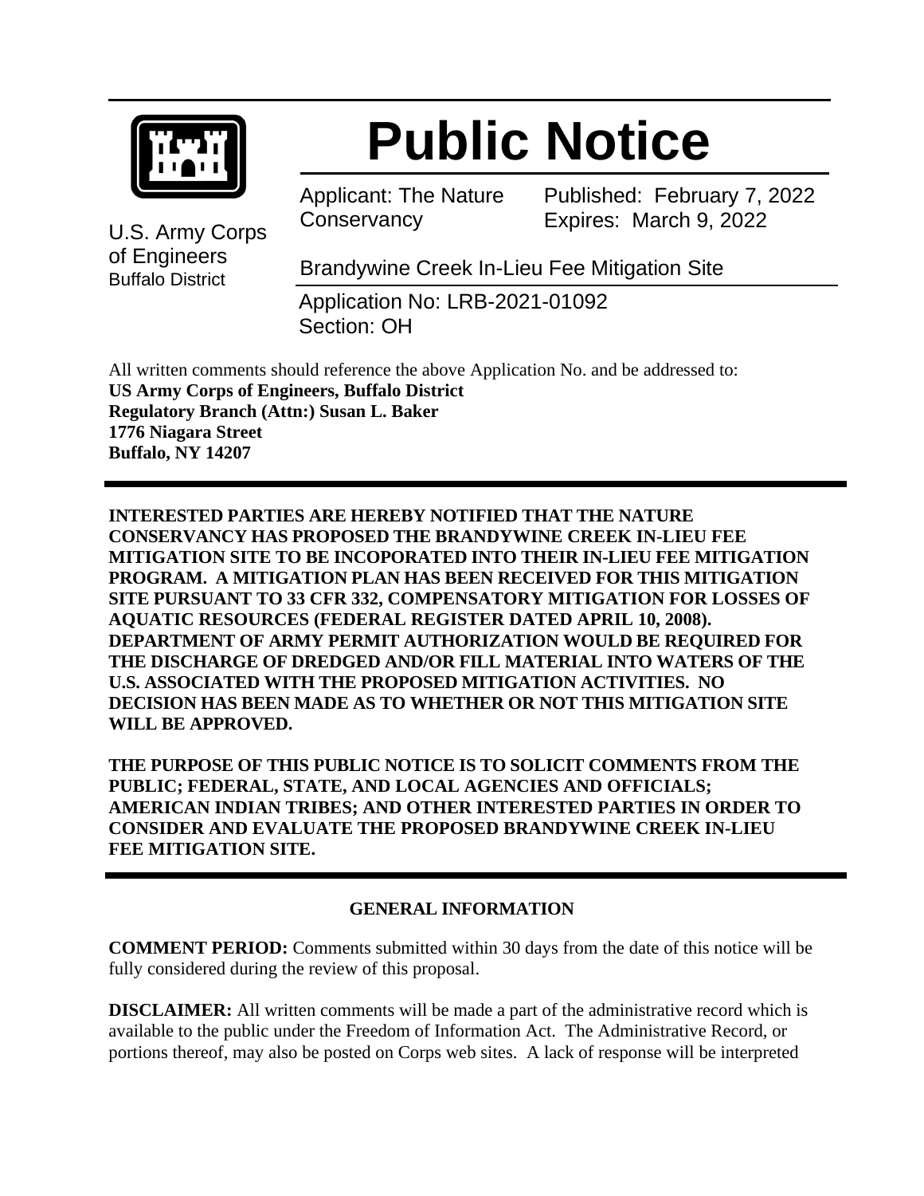# Public Notice

U.S. Army Corps of Engineers
Buffalo District

Applicant: The Nature Conservancy

Published: February 7, 2022
Expires: March 9, 2022

Brandywine Creek In-Lieu Fee Mitigation Site

Application No: LRB-2021-01092
Section: OH

All written comments should reference the above Application No. and be addressed to:
**US Army Corps of Engineers, Buffalo District**
**Regulatory Branch (Attn:) Susan L. Baker**
**1776 Niagara Street**
**Buffalo, NY 14207**

---

**INTERESTED PARTIES ARE HEREBY NOTIFIED THAT THE NATURE CONSERVANCY HAS PROPOSED THE BRANDYWINE CREEK IN-LIEU FEE MITIGATION SITE TO BE INCOPORATED INTO THEIR IN-LIEU FEE MITIGATION PROGRAM. A MITIGATION PLAN HAS BEEN RECEIVED FOR THIS MITIGATION SITE PURSUANT TO 33 CFR 332, COMPENSATORY MITIGATION FOR LOSSES OF AQUATIC RESOURCES (FEDERAL REGISTER DATED APRIL 10, 2008). DEPARTMENT OF ARMY PERMIT AUTHORIZATION WOULD BE REQUIRED FOR THE DISCHARGE OF DREDGED AND/OR FILL MATERIAL INTO WATERS OF THE U.S. ASSOCIATED WITH THE PROPOSED MITIGATION ACTIVITIES. NO DECISION HAS BEEN MADE AS TO WHETHER OR NOT THIS MITIGATION SITE WILL BE APPROVED.**

**THE PURPOSE OF THIS PUBLIC NOTICE IS TO SOLICIT COMMENTS FROM THE PUBLIC; FEDERAL, STATE, AND LOCAL AGENCIES AND OFFICIALS; AMERICAN INDIAN TRIBES; AND OTHER INTERESTED PARTIES IN ORDER TO CONSIDER AND EVALUATE THE PROPOSED BRANDYWINE CREEK IN-LIEU FEE MITIGATION SITE.**

---

## GENERAL INFORMATION

**COMMENT PERIOD:** Comments submitted within 30 days from the date of this notice will be fully considered during the review of this proposal.

**DISCLAIMER:** All written comments will be made a part of the administrative record which is available to the public under the Freedom of Information Act. The Administrative Record, or portions thereof, may also be posted on Corps web sites. A lack of response will be interpreted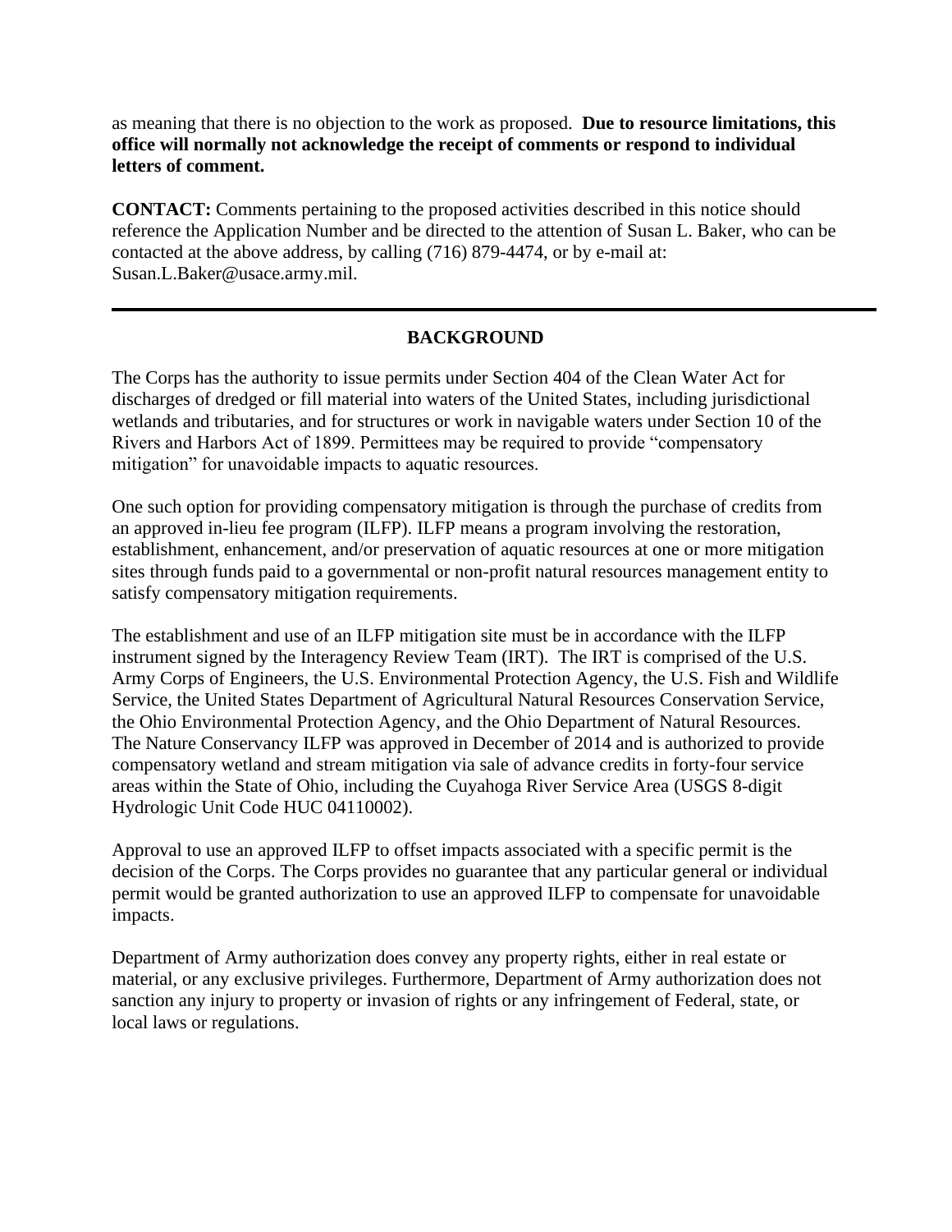as meaning that there is no objection to the work as proposed. **Due to resource limitations, this office will normally not acknowledge the receipt of comments or respond to individual letters of comment.**

**CONTACT:** Comments pertaining to the proposed activities described in this notice should reference the Application Number and be directed to the attention of Susan L. Baker, who can be contacted at the above address, by calling (716) 879-4474, or by e-mail at: Susan.L.Baker@usace.army.mil.

---

## BACKGROUND

The Corps has the authority to issue permits under Section 404 of the Clean Water Act for discharges of dredged or fill material into waters of the United States, including jurisdictional wetlands and tributaries, and for structures or work in navigable waters under Section 10 of the Rivers and Harbors Act of 1899. Permittees may be required to provide "compensatory mitigation" for unavoidable impacts to aquatic resources.

One such option for providing compensatory mitigation is through the purchase of credits from an approved in-lieu fee program (ILFP). ILFP means a program involving the restoration, establishment, enhancement, and/or preservation of aquatic resources at one or more mitigation sites through funds paid to a governmental or non-profit natural resources management entity to satisfy compensatory mitigation requirements.

The establishment and use of an ILFP mitigation site must be in accordance with the ILFP instrument signed by the Interagency Review Team (IRT). The IRT is comprised of the U.S. Army Corps of Engineers, the U.S. Environmental Protection Agency, the U.S. Fish and Wildlife Service, the United States Department of Agricultural Natural Resources Conservation Service, the Ohio Environmental Protection Agency, and the Ohio Department of Natural Resources. The Nature Conservancy ILFP was approved in December of 2014 and is authorized to provide compensatory wetland and stream mitigation via sale of advance credits in forty-four service areas within the State of Ohio, including the Cuyahoga River Service Area (USGS 8-digit Hydrologic Unit Code HUC 04110002).

Approval to use an approved ILFP to offset impacts associated with a specific permit is the decision of the Corps. The Corps provides no guarantee that any particular general or individual permit would be granted authorization to use an approved ILFP to compensate for unavoidable impacts.

Department of Army authorization does convey any property rights, either in real estate or material, or any exclusive privileges. Furthermore, Department of Army authorization does not sanction any injury to property or invasion of rights or any infringement of Federal, state, or local laws or regulations.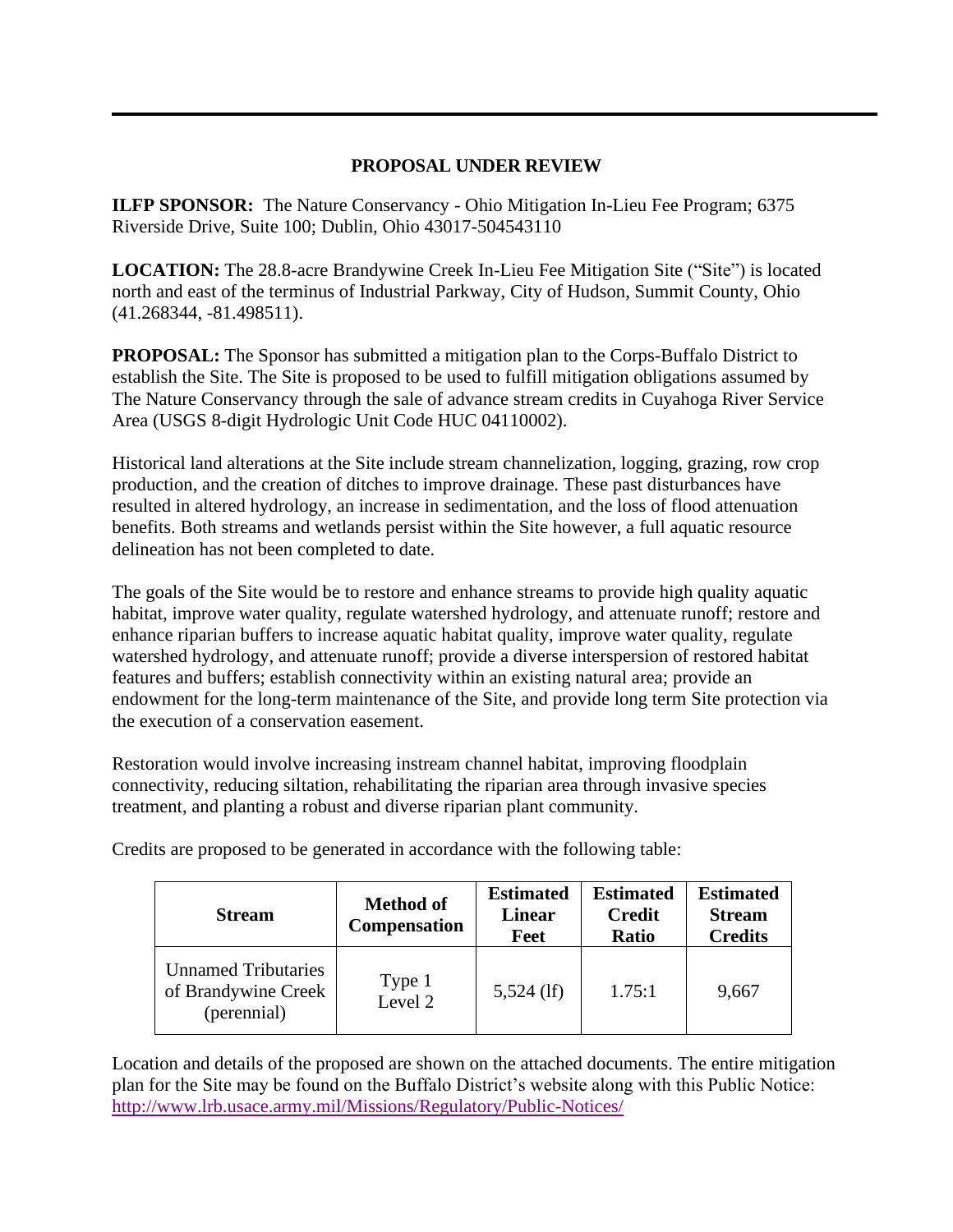## PROPOSAL UNDER REVIEW

**ILFP SPONSOR:** The Nature Conservancy - Ohio Mitigation In-Lieu Fee Program; 6375 Riverside Drive, Suite 100; Dublin, Ohio 43017-504543110

**LOCATION:** The 28.8-acre Brandywine Creek In-Lieu Fee Mitigation Site ("Site") is located north and east of the terminus of Industrial Parkway, City of Hudson, Summit County, Ohio (41.268344, -81.498511).

**PROPOSAL:** The Sponsor has submitted a mitigation plan to the Corps-Buffalo District to establish the Site. The Site is proposed to be used to fulfill mitigation obligations assumed by The Nature Conservancy through the sale of advance stream credits in Cuyahoga River Service Area (USGS 8-digit Hydrologic Unit Code HUC 04110002).

Historical land alterations at the Site include stream channelization, logging, grazing, row crop production, and the creation of ditches to improve drainage. These past disturbances have resulted in altered hydrology, an increase in sedimentation, and the loss of flood attenuation benefits. Both streams and wetlands persist within the Site however, a full aquatic resource delineation has not been completed to date.

The goals of the Site would be to restore and enhance streams to provide high quality aquatic habitat, improve water quality, regulate watershed hydrology, and attenuate runoff; restore and enhance riparian buffers to increase aquatic habitat quality, improve water quality, regulate watershed hydrology, and attenuate runoff; provide a diverse interspersion of restored habitat features and buffers; establish connectivity within an existing natural area; provide an endowment for the long-term maintenance of the Site, and provide long term Site protection via the execution of a conservation easement.

Restoration would involve increasing instream channel habitat, improving floodplain connectivity, reducing siltation, rehabilitating the riparian area through invasive species treatment, and planting a robust and diverse riparian plant community.

Credits are proposed to be generated in accordance with the following table:

| Stream | Method of Compensation | Estimated Linear Feet | Estimated Credit Ratio | Estimated Stream Credits |
|---|---|---|---|---|
| Unnamed Tributaries of Brandywine Creek (perennial) | Type 1 Level 2 | 5,524 (lf) | 1.75:1 | 9,667 |

Location and details of the proposed are shown on the attached documents. The entire mitigation plan for the Site may be found on the Buffalo District's website along with this Public Notice: http://www.lrb.usace.army.mil/Missions/Regulatory/Public-Notices/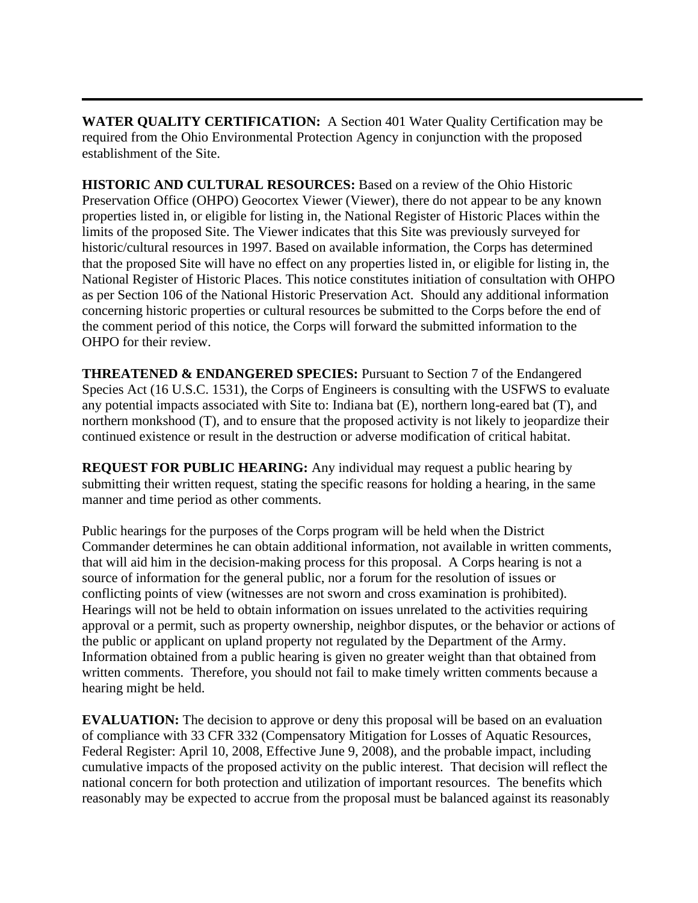**WATER QUALITY CERTIFICATION:** A Section 401 Water Quality Certification may be required from the Ohio Environmental Protection Agency in conjunction with the proposed establishment of the Site.

**HISTORIC AND CULTURAL RESOURCES:** Based on a review of the Ohio Historic Preservation Office (OHPO) Geocortex Viewer (Viewer), there do not appear to be any known properties listed in, or eligible for listing in, the National Register of Historic Places within the limits of the proposed Site. The Viewer indicates that this Site was previously surveyed for historic/cultural resources in 1997. Based on available information, the Corps has determined that the proposed Site will have no effect on any properties listed in, or eligible for listing in, the National Register of Historic Places. This notice constitutes initiation of consultation with OHPO as per Section 106 of the National Historic Preservation Act. Should any additional information concerning historic properties or cultural resources be submitted to the Corps before the end of the comment period of this notice, the Corps will forward the submitted information to the OHPO for their review.

**THREATENED & ENDANGERED SPECIES:** Pursuant to Section 7 of the Endangered Species Act (16 U.S.C. 1531), the Corps of Engineers is consulting with the USFWS to evaluate any potential impacts associated with Site to: Indiana bat (E), northern long-eared bat (T), and northern monkshood (T), and to ensure that the proposed activity is not likely to jeopardize their continued existence or result in the destruction or adverse modification of critical habitat.

**REQUEST FOR PUBLIC HEARING:** Any individual may request a public hearing by submitting their written request, stating the specific reasons for holding a hearing, in the same manner and time period as other comments.

Public hearings for the purposes of the Corps program will be held when the District Commander determines he can obtain additional information, not available in written comments, that will aid him in the decision-making process for this proposal. A Corps hearing is not a source of information for the general public, nor a forum for the resolution of issues or conflicting points of view (witnesses are not sworn and cross examination is prohibited). Hearings will not be held to obtain information on issues unrelated to the activities requiring approval or a permit, such as property ownership, neighbor disputes, or the behavior or actions of the public or applicant on upland property not regulated by the Department of the Army. Information obtained from a public hearing is given no greater weight than that obtained from written comments. Therefore, you should not fail to make timely written comments because a hearing might be held.

**EVALUATION:** The decision to approve or deny this proposal will be based on an evaluation of compliance with 33 CFR 332 (Compensatory Mitigation for Losses of Aquatic Resources, Federal Register: April 10, 2008, Effective June 9, 2008), and the probable impact, including cumulative impacts of the proposed activity on the public interest. That decision will reflect the national concern for both protection and utilization of important resources. The benefits which reasonably may be expected to accrue from the proposal must be balanced against its reasonably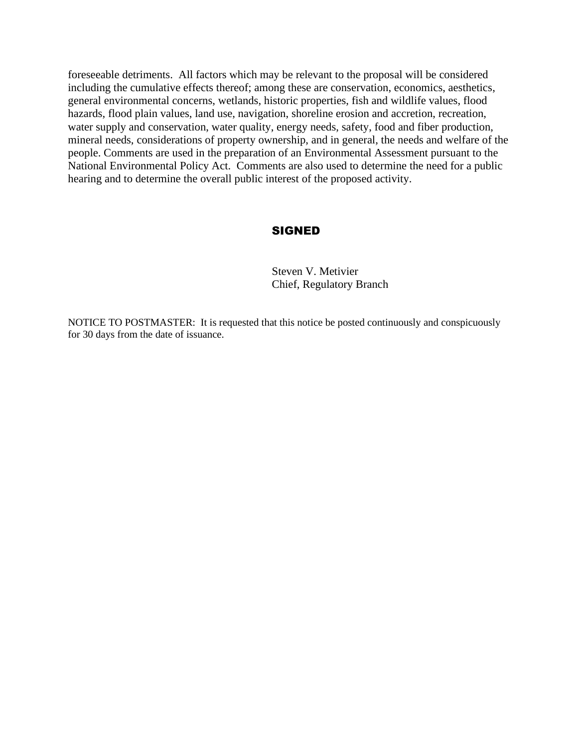foreseeable detriments. All factors which may be relevant to the proposal will be considered including the cumulative effects thereof; among these are conservation, economics, aesthetics, general environmental concerns, wetlands, historic properties, fish and wildlife values, flood hazards, flood plain values, land use, navigation, shoreline erosion and accretion, recreation, water supply and conservation, water quality, energy needs, safety, food and fiber production, mineral needs, considerations of property ownership, and in general, the needs and welfare of the people. Comments are used in the preparation of an Environmental Assessment pursuant to the National Environmental Policy Act. Comments are also used to determine the need for a public hearing and to determine the overall public interest of the proposed activity.

**SIGNED**

Steven V. Metivier
Chief, Regulatory Branch

NOTICE TO POSTMASTER: It is requested that this notice be posted continuously and conspicuously for 30 days from the date of issuance.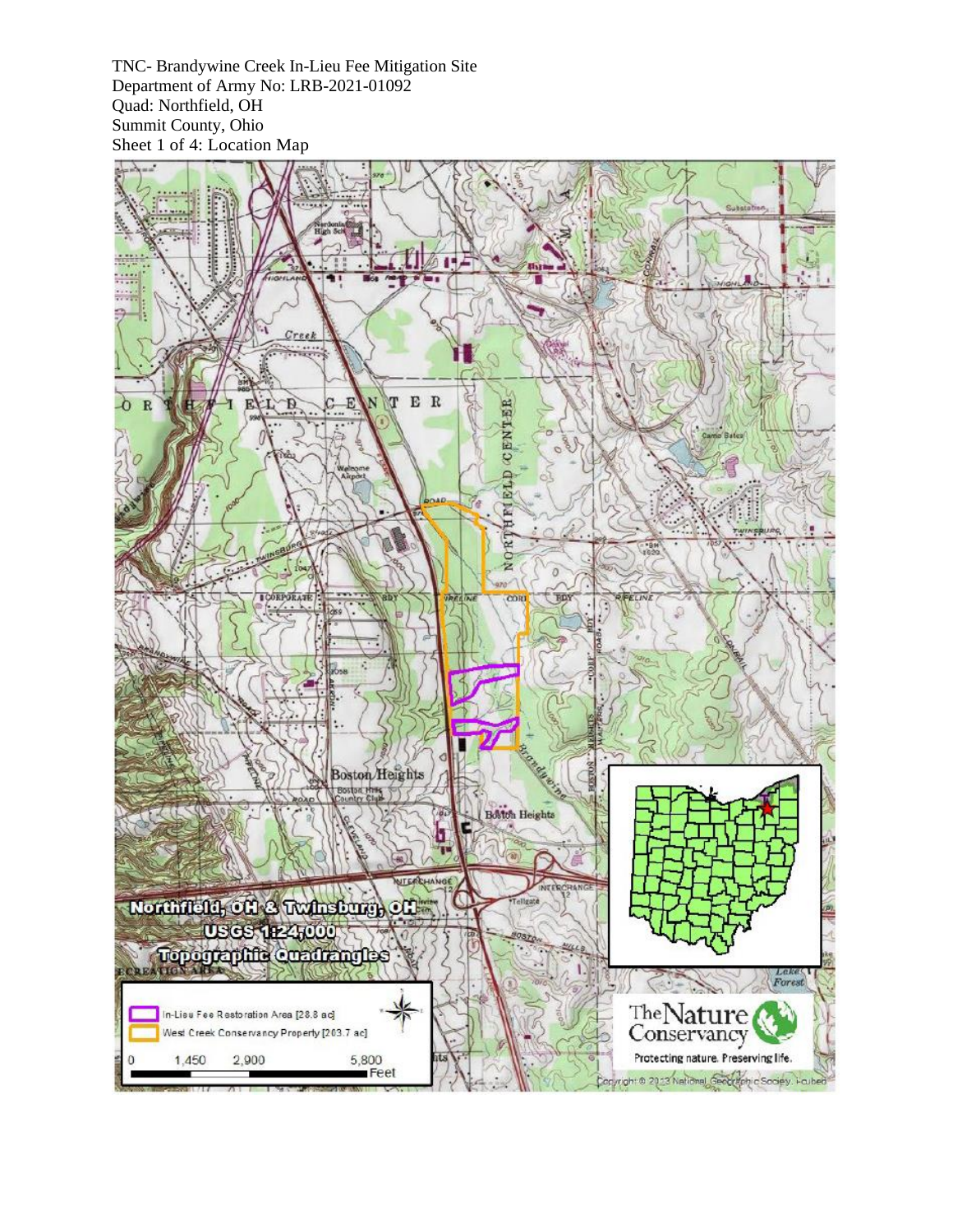TNC- Brandywine Creek In-Lieu Fee Mitigation Site
Department of Army No: LRB-2021-01092
Quad: Northfield, OH
Summit County, Ohio
Sheet 1 of 4: Location Map

Northfield, OH & Twinsburg, OH
USGS 1:24,000
Topographic Quadrangles

In-Lieu Fee Restoration Area [28.8 ac]
West Creek Conservancy Property [203.7 ac]

0 1,450 2,900 5,800 Feet

The Nature Conservancy
Protecting nature. Preserving life.

Copyright: © 2013 National Geographic Society, i-cubed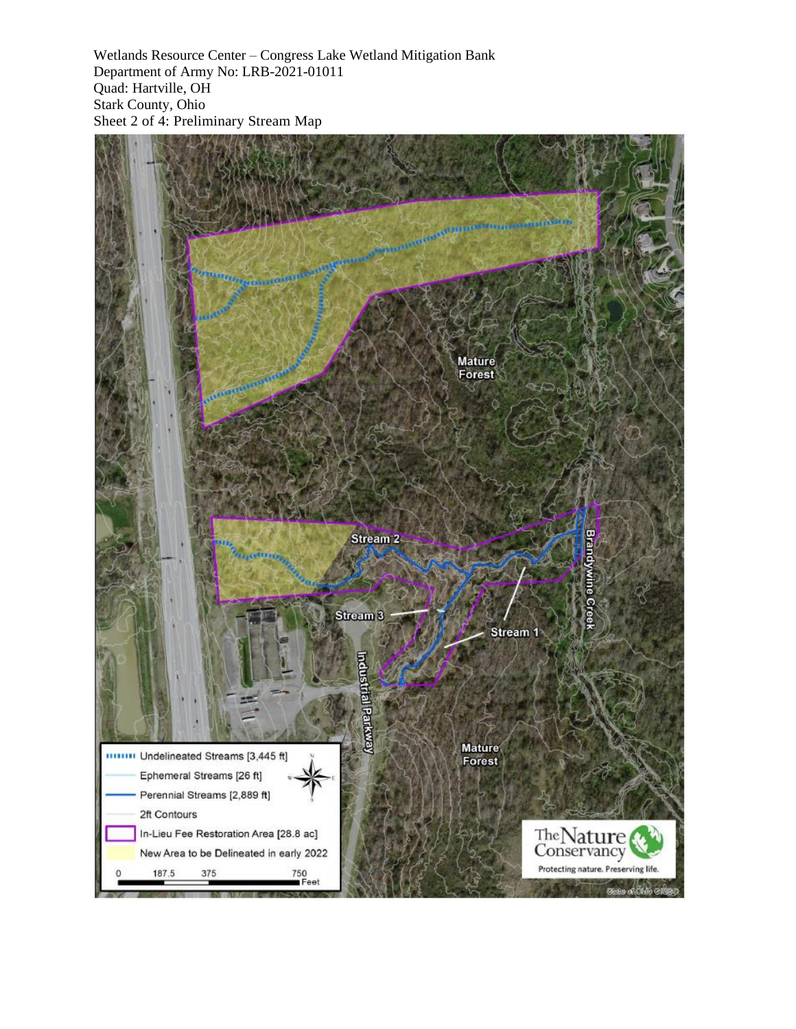Wetlands Resource Center – Congress Lake Wetland Mitigation Bank
Department of Army No: LRB-2021-01011
Quad: Hartville, OH
Stark County, Ohio
Sheet 2 of 4: Preliminary Stream Map

Mature Forest

Stream 2

Stream 3

Stream 1

Brandywine Creek

Industrial Parkway

Mature Forest

| Legend |
| --- |
| Undelineated Streams [3,445 ft] |
| Ephemeral Streams [26 ft] |
| Perennial Streams [2,889 ft] |
| 2ft Contours |
| In-Lieu Fee Restoration Area [28.8 ac] |
| New Area to be Delineated in early 2022 |

0 187.5 375 750 Feet

The Nature Conservancy
Protecting nature. Preserving life.

State of Ohio OGRIP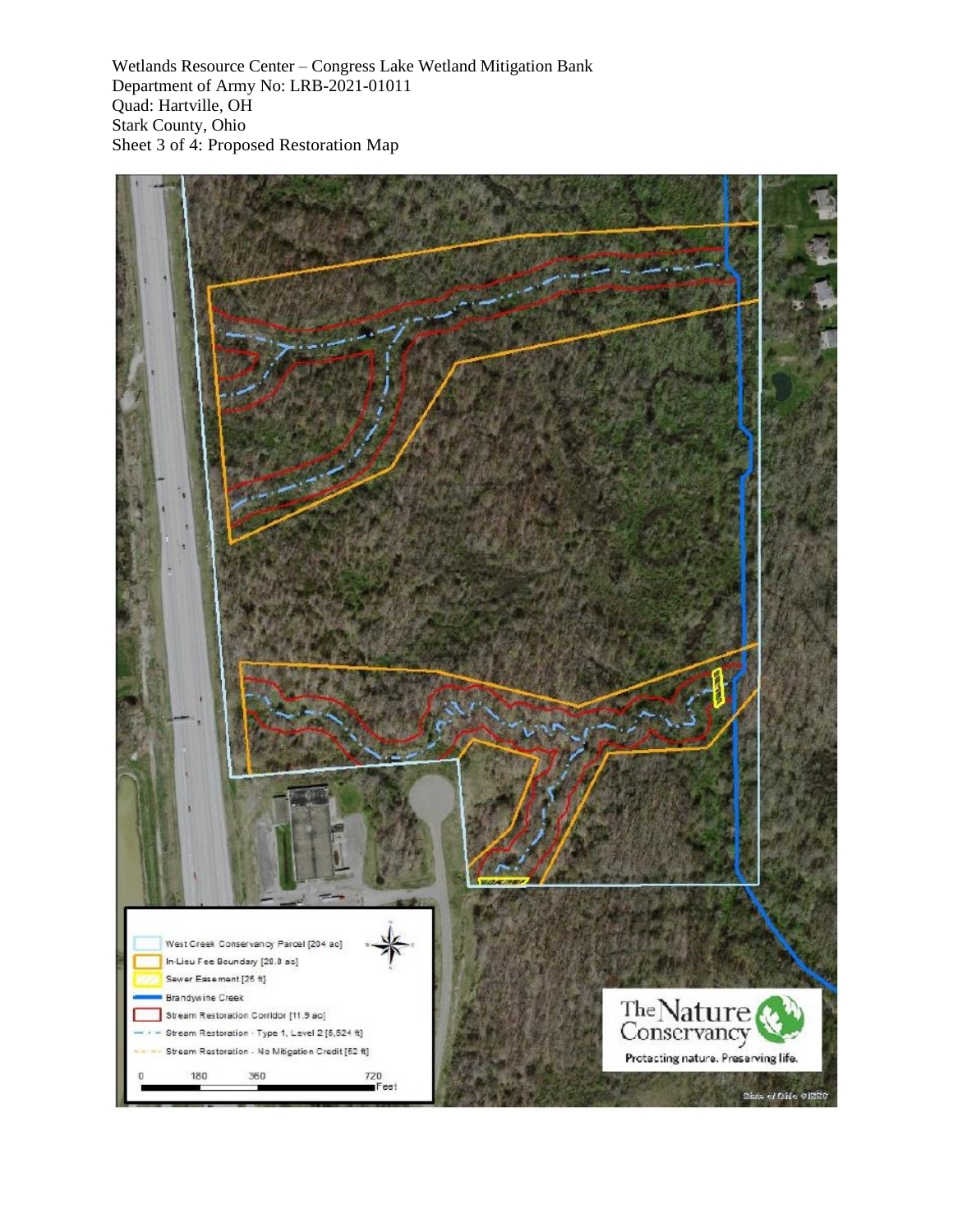Wetlands Resource Center – Congress Lake Wetland Mitigation Bank
Department of Army No: LRB-2021-01011
Quad: Hartville, OH
Stark County, Ohio
Sheet 3 of 4: Proposed Restoration Map

West Creek Conservancy Parcel [204 ac]
In-Lieu Fee Boundary [28.8 ac]
Sewer Easement [25 ft]
Brandywine Creek
Stream Restoration Corridor [11.9 ac]
Stream Restoration - Type 1, Level 2 [5,524 ft]
Stream Restoration - No Mitigation Credit [52 ft]

0 180 360 720 Feet

The Nature Conservancy
Protecting nature. Preserving life.

State of Ohio ©2020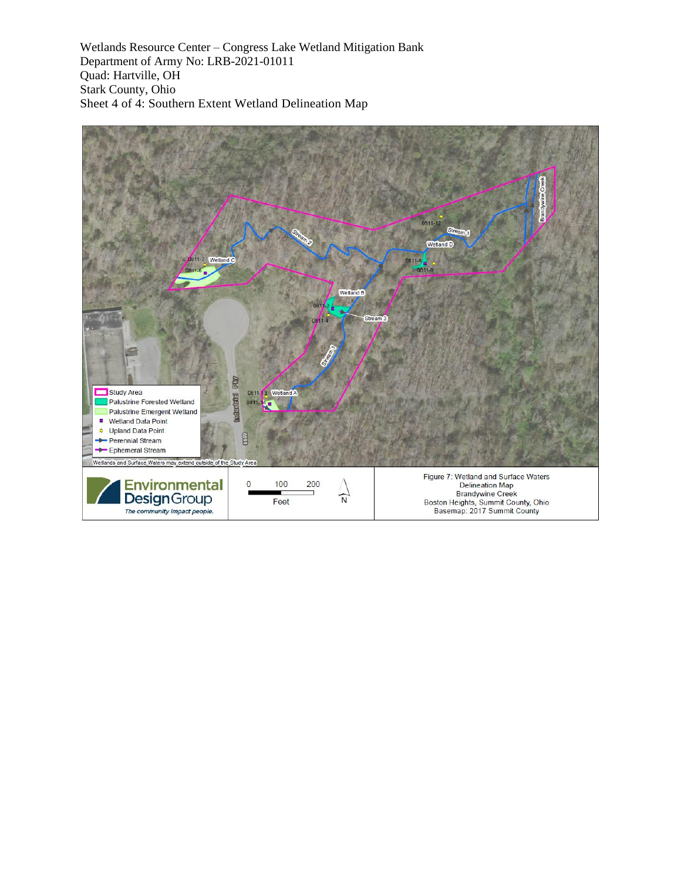Wetlands Resource Center – Congress Lake Wetland Mitigation Bank
Department of Army No: LRB-2021-01011
Quad: Hartville, OH
Stark County, Ohio
Sheet 4 of 4: Southern Extent Wetland Delineation Map

Stream 2
Stream 1
Wetland C
Wetland D
Wetland B
Wetland A
Stream 3
Stream 1
Brandywine Creek
Industrial Pky
0811-7
0811-6
0811-12
0811-8
0811-9
0811-3
0811-4
0811-13
0811-14

Study Area
Palustrine Forested Wetland
Palustrine Emergent Wetland
Wetland Data Point
Upland Data Point
Perennial Stream
Ephemeral Stream

Wetlands and Surface Waters may extend outside of the Study Area

Environmental Design Group
The community impact people.

0 100 200
Feet
N

Figure 7: Wetland and Surface Waters Delineation Map
Brandywine Creek
Boston Heights, Summit County, Ohio
Basemap: 2017 Summit County